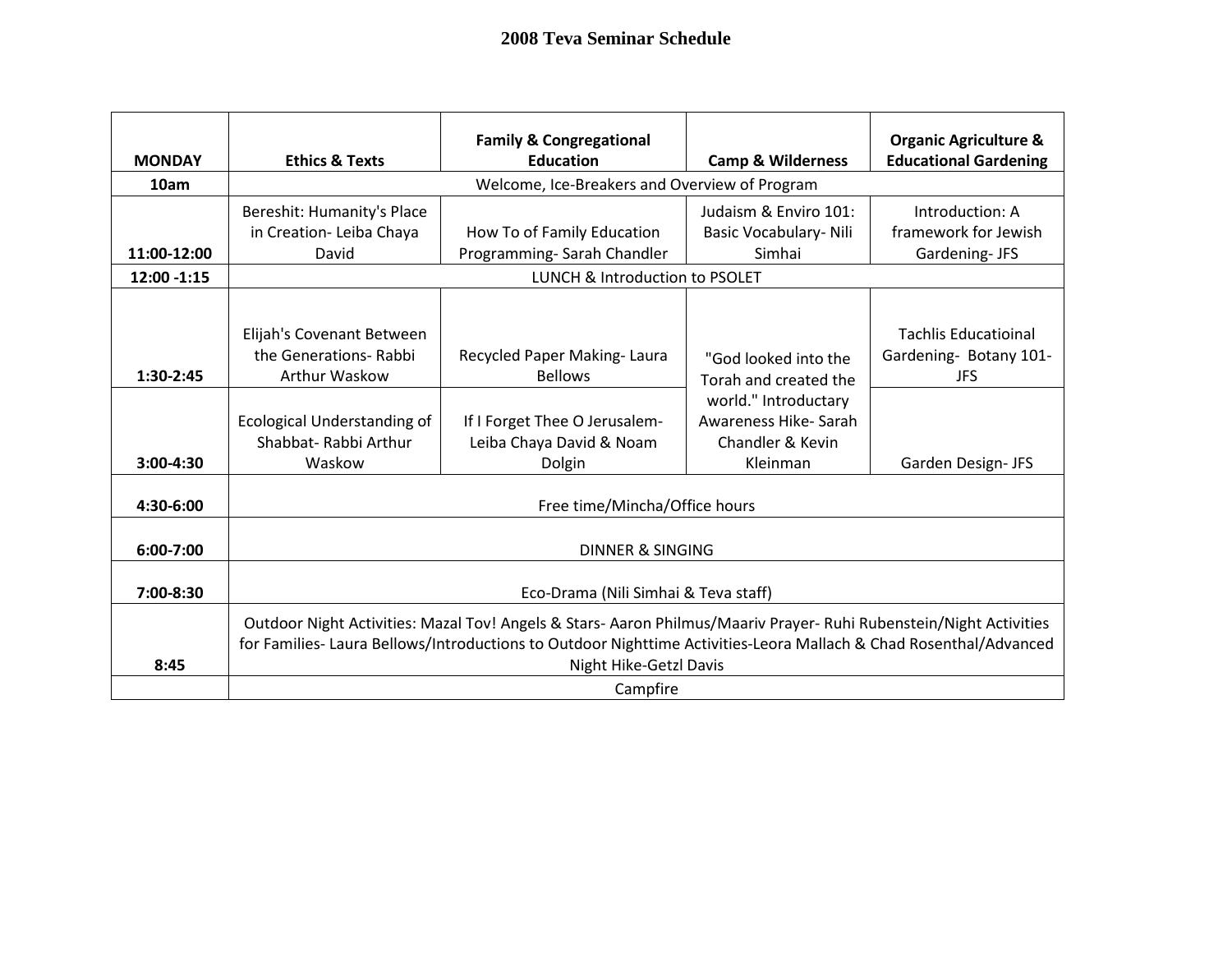# 2008 Teva Seminar Schedule

| MONDAY | Ethics & Texts | Family & Congregational Education | Camp & Wilderness | Organic Agriculture & Educational Gardening |
|---|---|---|---|---|
| 10am | Welcome, Ice-Breakers and Overview of Program | | | |
| 11:00-12:00 | Bereshit: Humanity's Place in Creation- Leiba Chaya David | How To of Family Education Programming- Sarah Chandler | Judaism & Enviro 101: Basic Vocabulary- Nili Simhai | Introduction: A framework for Jewish Gardening- JFS |
| 12:00 -1:15 | LUNCH & Introduction to PSOLET | | | |
| 1:30-2:45 | Elijah's Covenant Between the Generations- Rabbi Arthur Waskow | Recycled Paper Making- Laura Bellows | "God looked into the Torah and created the world." Introductary Awareness Hike- Sarah Chandler & Kevin Kleinman | Tachlis Educatioinal Gardening- Botany 101- JFS |
| 3:00-4:30 | Ecological Understanding of Shabbat- Rabbi Arthur Waskow | If I Forget Thee O Jerusalem- Leiba Chaya David & Noam Dolgin | | Garden Design- JFS |
| 4:30-6:00 | Free time/Mincha/Office hours | | | |
| 6:00-7:00 | DINNER & SINGING | | | |
| 7:00-8:30 | Eco-Drama (Nili Simhai & Teva staff) | | | |
| 8:45 | Outdoor Night Activities: Mazal Tov! Angels & Stars- Aaron Philmus/Maariv Prayer- Ruhi Rubenstein/Night Activities for Families- Laura Bellows/Introductions to Outdoor Nighttime Activities-Leora Mallach & Chad Rosenthal/Advanced Night Hike-Getzl Davis | | | |
| | Campfire | | | |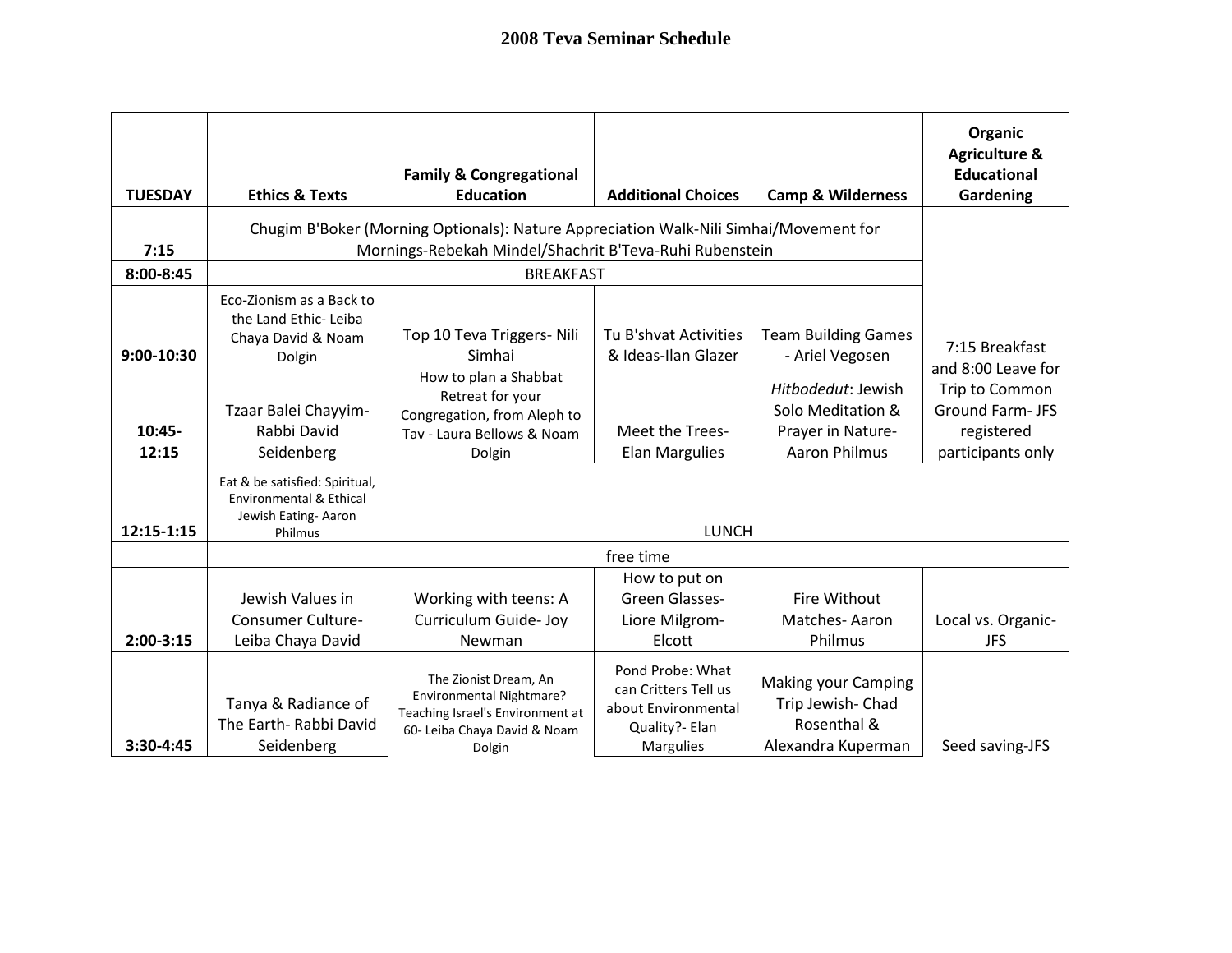# 2008 Teva Seminar Schedule

| TUESDAY | Ethics & Texts | Family & Congregational Education | Additional Choices | Camp & Wilderness | Organic Agriculture & Educational Gardening |
|---|---|---|---|---|---|
| 7:15 | Chugim B'Boker (Morning Optionals): Nature Appreciation Walk-Nili Simhai/Movement for Mornings-Rebekah Mindel/Shachrit B'Teva-Ruhi Rubenstein | | | | 7:15 Breakfast and 8:00 Leave for Trip to Common Ground Farm- JFS registered participants only |
| 8:00-8:45 | BREAKFAST | | | | |
| 9:00-10:30 | Eco-Zionism as a Back to the Land Ethic- Leiba Chaya David & Noam Dolgin | Top 10 Teva Triggers- Nili Simhai | Tu B'shvat Activities & Ideas-Ilan Glazer | Team Building Games - Ariel Vegosen | |
| 10:45-12:15 | Tzaar Balei Chayyim- Rabbi David Seidenberg | How to plan a Shabbat Retreat for your Congregation, from Aleph to Tav - Laura Bellows & Noam Dolgin | Meet the Trees- Elan Margulies | *Hitbodedut*: Jewish Solo Meditation & Prayer in Nature- Aaron Philmus | |
| 12:15-1:15 | Eat & be satisfied: Spiritual, Environmental & Ethical Jewish Eating- Aaron Philmus | LUNCH | | | |
| | free time | | | | |
| 2:00-3:15 | Jewish Values in Consumer Culture- Leiba Chaya David | Working with teens: A Curriculum Guide- Joy Newman | How to put on Green Glasses- Liore Milgrom-Elcott | Fire Without Matches- Aaron Philmus | Local vs. Organic- JFS |
| 3:30-4:45 | Tanya & Radiance of The Earth- Rabbi David Seidenberg | The Zionist Dream, An Environmental Nightmare? Teaching Israel's Environment at 60- Leiba Chaya David & Noam Dolgin | Pond Probe: What can Critters Tell us about Environmental Quality?- Elan Margulies | Making your Camping Trip Jewish- Chad Rosenthal & Alexandra Kuperman | Seed saving-JFS |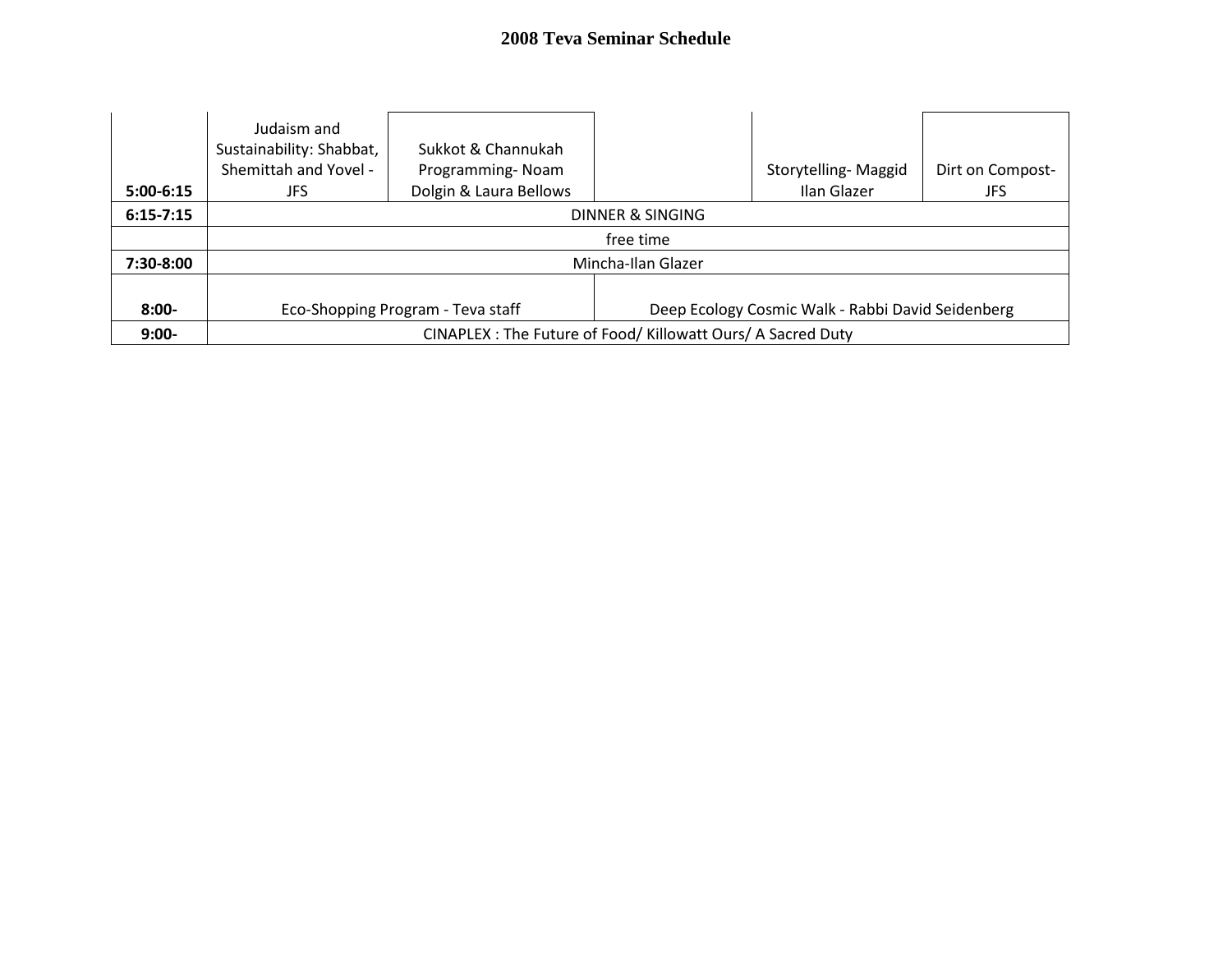# 2008 Teva Seminar Schedule

| | | | | | |
|---|---|---|---|---|---|
| **5:00-6:15** | Judaism and Sustainability: Shabbat, Shemittah and Yovel - JFS | Sukkot & Channukah Programming- Noam Dolgin & Laura Bellows | | Storytelling- Maggid Ilan Glazer | Dirt on Compost- JFS |
| **6:15-7:15** | DINNER & SINGING | | | | |
| | free time | | | | |
| **7:30-8:00** | Mincha-Ilan Glazer | | | | |
| **8:00-** | Eco-Shopping Program - Teva staff | | Deep Ecology Cosmic Walk - Rabbi David Seidenberg | | |
| **9:00-** | CINAPLEX : The Future of Food/ Killowatt Ours/ A Sacred Duty | | | | |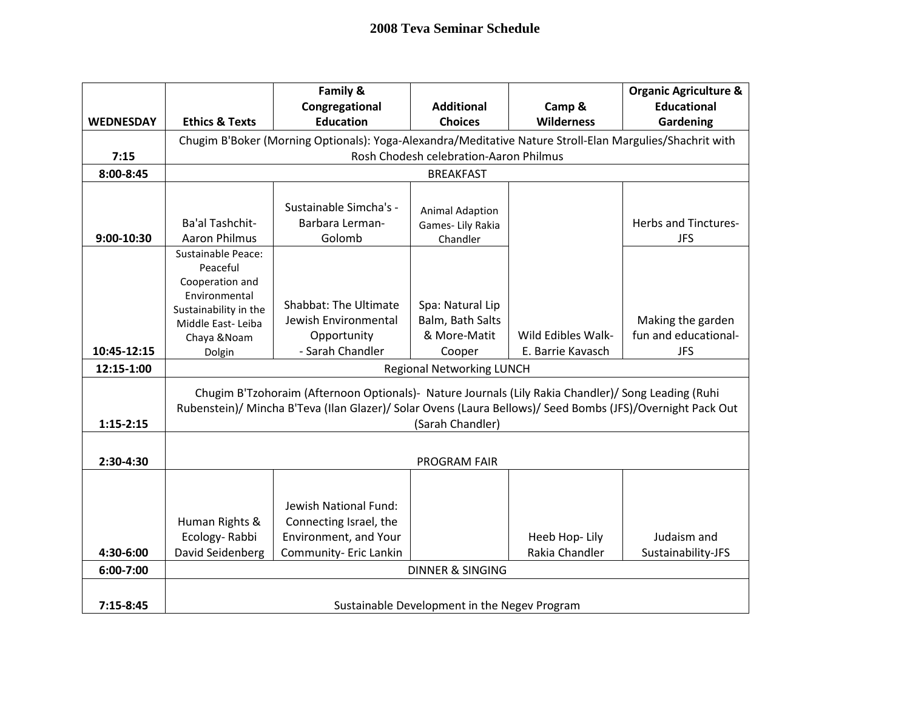# 2008 Teva Seminar Schedule

| WEDNESDAY | Ethics & Texts | Family & Congregational Education | Additional Choices | Camp & Wilderness | Organic Agriculture & Educational Gardening |
|---|---|---|---|---|---|
| 7:15 | Chugim B'Boker (Morning Optionals): Yoga-Alexandra/Meditative Nature Stroll-Elan Margulies/Shachrit with Rosh Chodesh celebration-Aaron Philmus | | | | |
| 8:00-8:45 | BREAKFAST | | | | |
| 9:00-10:30 | Ba'al Tashchit- Aaron Philmus | Sustainable Simcha's - Barbara Lerman-Golomb | Animal Adaption Games- Lily Rakia Chandler | | Herbs and Tinctures- JFS |
| 10:45-12:15 | Sustainable Peace: Peaceful Cooperation and Environmental Sustainability in the Middle East- Leiba Chaya &Noam Dolgin | Shabbat: The Ultimate Jewish Environmental Opportunity - Sarah Chandler | Spa: Natural Lip Balm, Bath Salts & More-Matit Cooper | Wild Edibles Walk- E. Barrie Kavasch | Making the garden fun and educational- JFS |
| 12:15-1:00 | Regional Networking LUNCH | | | | |
| 1:15-2:15 | Chugim B'Tzohoraim (Afternoon Optionals)- Nature Journals (Lily Rakia Chandler)/ Song Leading (Ruhi Rubenstein)/ Mincha B'Teva (Ilan Glazer)/ Solar Ovens (Laura Bellows)/ Seed Bombs (JFS)/Overnight Pack Out (Sarah Chandler) | | | | |
| 2:30-4:30 | PROGRAM FAIR | | | | |
| 4:30-6:00 | Human Rights & Ecology- Rabbi David Seidenberg | Jewish National Fund: Connecting Israel, the Environment, and Your Community- Eric Lankin | | Heeb Hop- Lily Rakia Chandler | Judaism and Sustainability-JFS |
| 6:00-7:00 | DINNER & SINGING | | | | |
| 7:15-8:45 | Sustainable Development in the Negev Program | | | | |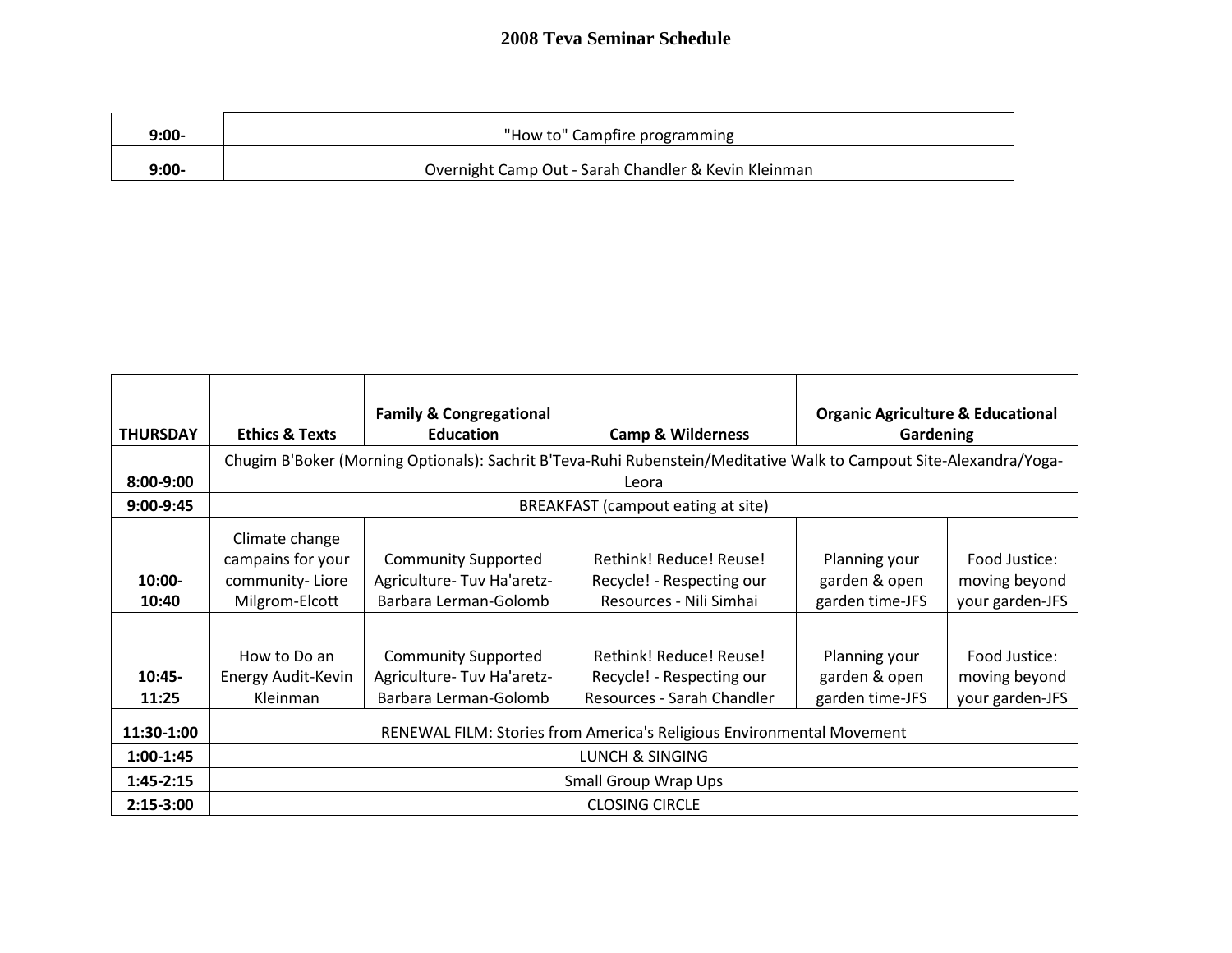## 2008 Teva Seminar Schedule

| | |
|---|---|
| **9:00-** | "How to" Campfire programming |
| **9:00-** | Overnight Camp Out - Sarah Chandler & Kevin Kleinman |

| **THURSDAY** | **Ethics & Texts** | **Family & Congregational Education** | **Camp & Wilderness** | **Organic Agriculture & Educational Gardening** | |
|---|---|---|---|---|---|
| **8:00-9:00** | Chugim B'Boker (Morning Optionals): Sachrit B'Teva-Ruhi Rubenstein/Meditative Walk to Campout Site-Alexandra/Yoga-Leora | | | | |
| **9:00-9:45** | BREAKFAST (campout eating at site) | | | | |
| **10:00-10:40** | Climate change campains for your community- Liore Milgrom-Elcott | Community Supported Agriculture- Tuv Ha'aretz-Barbara Lerman-Golomb | Rethink! Reduce! Reuse! Recycle! - Respecting our Resources - Nili Simhai | Planning your garden & open garden time-JFS | Food Justice: moving beyond your garden-JFS |
| **10:45-11:25** | How to Do an Energy Audit-Kevin Kleinman | Community Supported Agriculture- Tuv Ha'aretz-Barbara Lerman-Golomb | Rethink! Reduce! Reuse! Recycle! - Respecting our Resources - Sarah Chandler | Planning your garden & open garden time-JFS | Food Justice: moving beyond your garden-JFS |
| **11:30-1:00** | RENEWAL FILM: Stories from America's Religious Environmental Movement | | | | |
| **1:00-1:45** | LUNCH & SINGING | | | | |
| **1:45-2:15** | Small Group Wrap Ups | | | | |
| **2:15-3:00** | CLOSING CIRCLE | | | | |